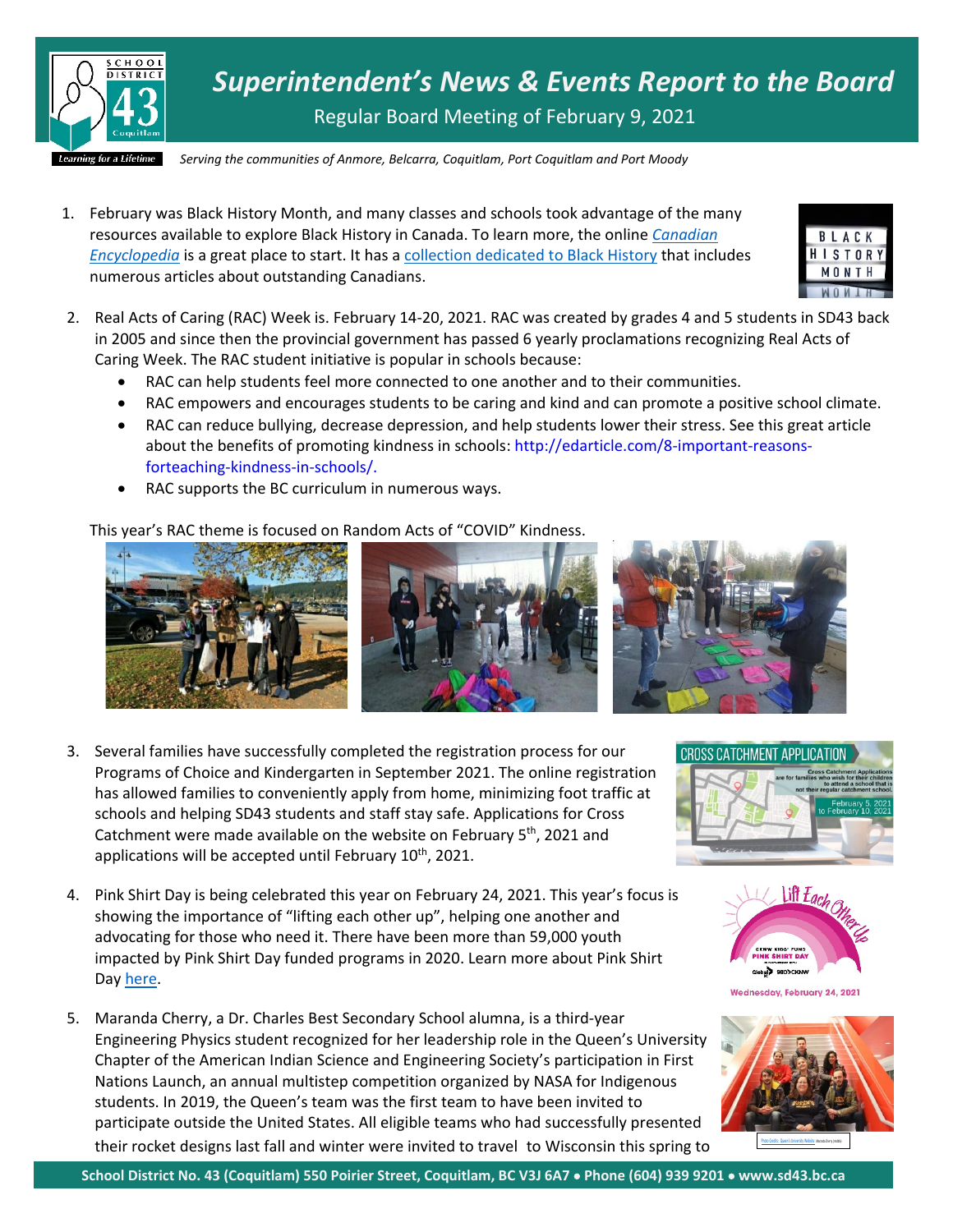# Superintendent's News & Events Report to the Board

Regular Board Meeting of February 9, 2021

*Serving the communities of Anmore, Belcarra, Coquitlam, Port Coquitlam and Port Moody*

1. February was Black History Month, and many classes and schools took advantage of the many resources available to explore Black History in Canada. To learn more, the online *Canadian Encyclopedia* is a great place to start. It has a collection dedicated to Black History that includes numerous articles about outstanding Canadians.

2. Real Acts of Caring (RAC) Week is. February 14-20, 2021. RAC was created by grades 4 and 5 students in SD43 back in 2005 and since then the provincial government has passed 6 yearly proclamations recognizing Real Acts of Caring Week. The RAC student initiative is popular in schools because:
   - RAC can help students feel more connected to one another and to their communities.
   - RAC empowers and encourages students to be caring and kind and can promote a positive school climate.
   - RAC can reduce bullying, decrease depression, and help students lower their stress. See this great article about the benefits of promoting kindness in schools: http://edarticle.com/8-important-reasons-forteaching-kindness-in-schools/.
   - RAC supports the BC curriculum in numerous ways.

   This year's RAC theme is focused on Random Acts of "COVID" Kindness.

3. Several families have successfully completed the registration process for our Programs of Choice and Kindergarten in September 2021. The online registration has allowed families to conveniently apply from home, minimizing foot traffic at schools and helping SD43 students and staff stay safe. Applications for Cross Catchment were made available on the website on February 5th, 2021 and applications will be accepted until February 10th, 2021.

4. Pink Shirt Day is being celebrated this year on February 24, 2021. This year's focus is showing the importance of "lifting each other up", helping one another and advocating for those who need it. There have been more than 59,000 youth impacted by Pink Shirt Day funded programs in 2020. Learn more about Pink Shirt Day here.

5. Maranda Cherry, a Dr. Charles Best Secondary School alumna, is a third-year Engineering Physics student recognized for her leadership role in the Queen's University Chapter of the American Indian Science and Engineering Society's participation in First Nations Launch, an annual multistep competition organized by NASA for Indigenous students. In 2019, the Queen's team was the first team to have been invited to participate outside the United States. All eligible teams who had successfully presented their rocket designs last fall and winter were invited to travel to Wisconsin this spring to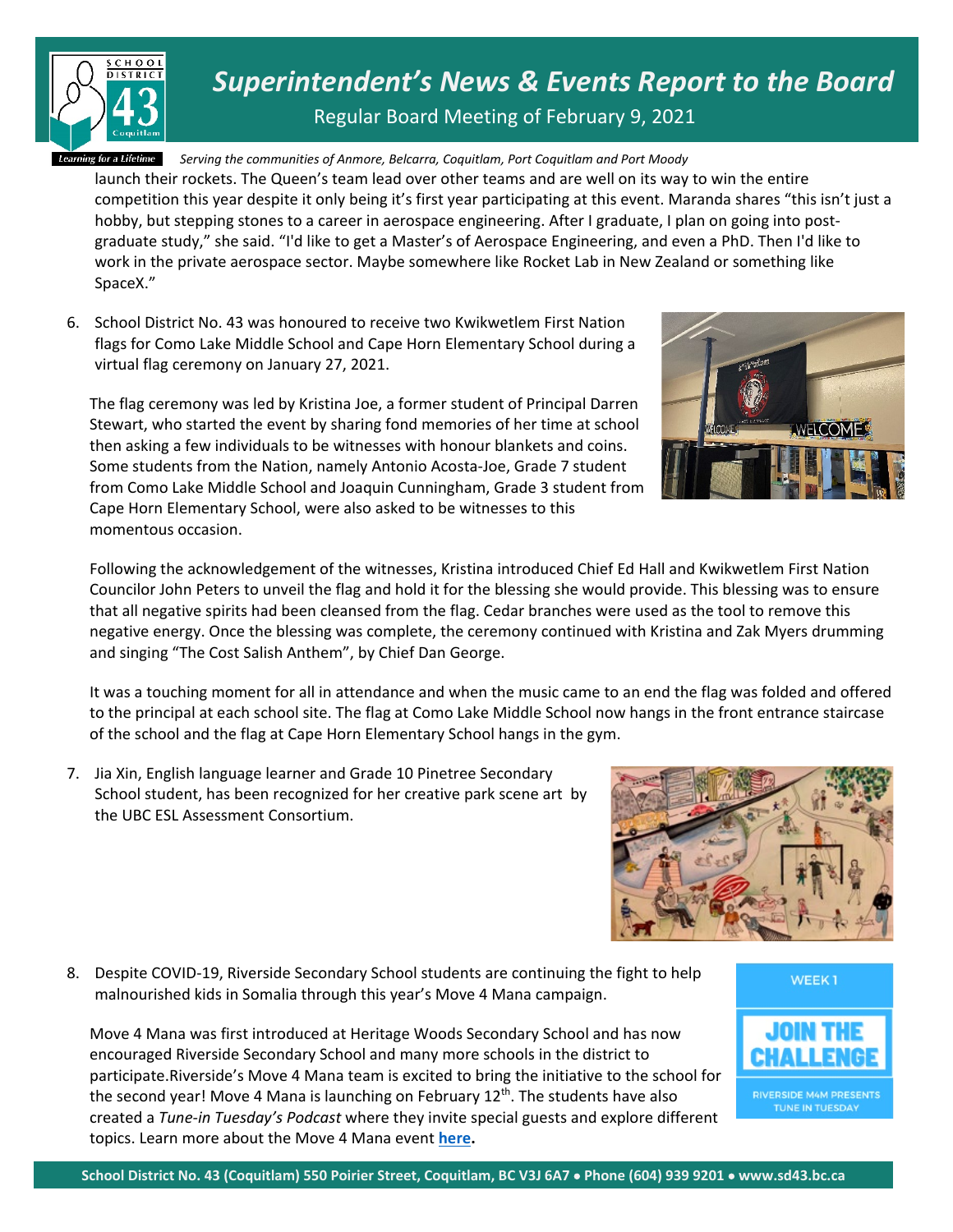launch their rockets. The Queen's team lead over other teams and are well on its way to win the entire competition this year despite it only being it's first year participating at this event. Maranda shares "this isn't just a hobby, but stepping stones to a career in aerospace engineering. After I graduate, I plan on going into post-graduate study," she said. "I'd like to get a Master's of Aerospace Engineering, and even a PhD. Then I'd like to work in the private aerospace sector. Maybe somewhere like Rocket Lab in New Zealand or something like SpaceX."

6. School District No. 43 was honoured to receive two Kwikwetlem First Nation flags for Como Lake Middle School and Cape Horn Elementary School during a virtual flag ceremony on January 27, 2021.

   The flag ceremony was led by Kristina Joe, a former student of Principal Darren Stewart, who started the event by sharing fond memories of her time at school then asking a few individuals to be witnesses with honour blankets and coins. Some students from the Nation, namely Antonio Acosta-Joe, Grade 7 student from Como Lake Middle School and Joaquin Cunningham, Grade 3 student from Cape Horn Elementary School, were also asked to be witnesses to this momentous occasion.

   Following the acknowledgement of the witnesses, Kristina introduced Chief Ed Hall and Kwikwetlem First Nation Councilor John Peters to unveil the flag and hold it for the blessing she would provide. This blessing was to ensure that all negative spirits had been cleansed from the flag. Cedar branches were used as the tool to remove this negative energy. Once the blessing was complete, the ceremony continued with Kristina and Zak Myers drumming and singing "The Cost Salish Anthem", by Chief Dan George.

   It was a touching moment for all in attendance and when the music came to an end the flag was folded and offered to the principal at each school site. The flag at Como Lake Middle School now hangs in the front entrance staircase of the school and the flag at Cape Horn Elementary School hangs in the gym.

7. Jia Xin, English language learner and Grade 10 Pinetree Secondary School student, has been recognized for her creative park scene art by the UBC ESL Assessment Consortium.

8. Despite COVID-19, Riverside Secondary School students are continuing the fight to help malnourished kids in Somalia through this year's Move 4 Mana campaign.

   Move 4 Mana was first introduced at Heritage Woods Secondary School and has now encouraged Riverside Secondary School and many more schools in the district to participate.Riverside's Move 4 Mana team is excited to bring the initiative to the school for the second year! Move 4 Mana is launching on February 12th. The students have also created a *Tune-in Tuesday's Podcast* where they invite special guests and explore different topics. Learn more about the Move 4 Mana event **here.**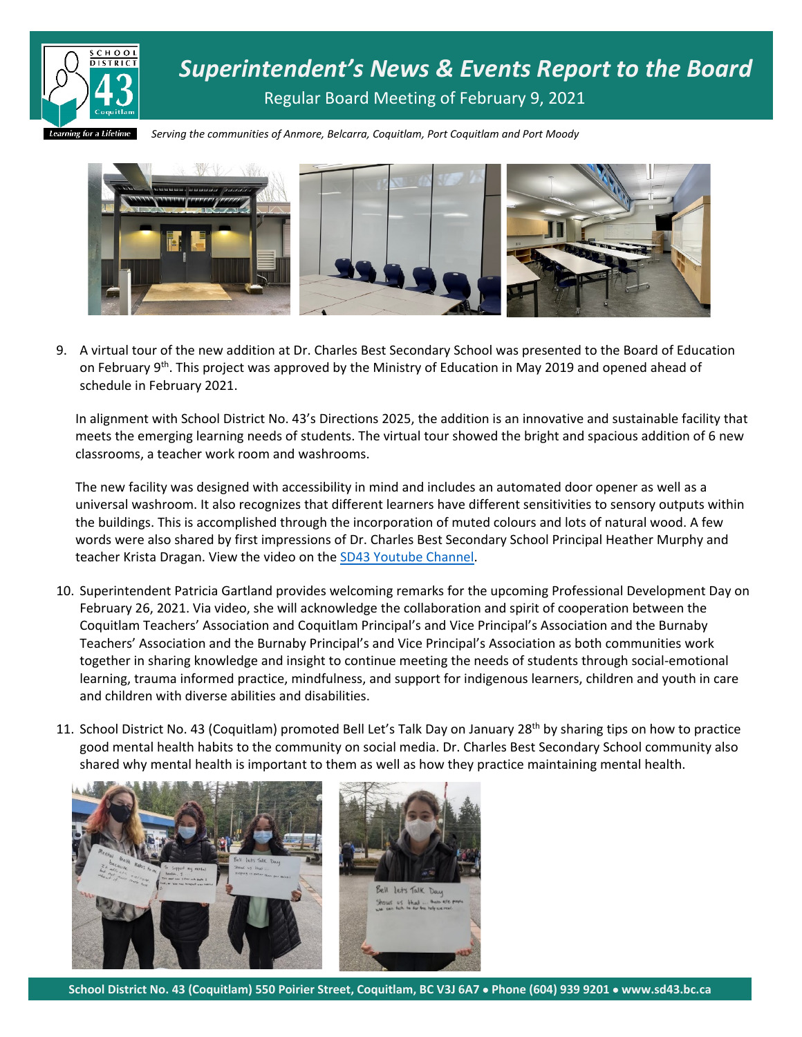# *Superintendent's News & Events Report to the Board*

Regular Board Meeting of February 9, 2021

*Serving the communities of Anmore, Belcarra, Coquitlam, Port Coquitlam and Port Moody*

9. A virtual tour of the new addition at Dr. Charles Best Secondary School was presented to the Board of Education on February 9th. This project was approved by the Ministry of Education in May 2019 and opened ahead of schedule in February 2021.

   In alignment with School District No. 43's Directions 2025, the addition is an innovative and sustainable facility that meets the emerging learning needs of students. The virtual tour showed the bright and spacious addition of 6 new classrooms, a teacher work room and washrooms.

   The new facility was designed with accessibility in mind and includes an automated door opener as well as a universal washroom. It also recognizes that different learners have different sensitivities to sensory outputs within the buildings. This is accomplished through the incorporation of muted colours and lots of natural wood. A few words were also shared by first impressions of Dr. Charles Best Secondary School Principal Heather Murphy and teacher Krista Dragan. View the video on the [SD43 Youtube Channel](https://www.youtube.com).

10. Superintendent Patricia Gartland provides welcoming remarks for the upcoming Professional Development Day on February 26, 2021. Via video, she will acknowledge the collaboration and spirit of cooperation between the Coquitlam Teachers' Association and Coquitlam Principal's and Vice Principal's Association and the Burnaby Teachers' Association and the Burnaby Principal's and Vice Principal's Association as both communities work together in sharing knowledge and insight to continue meeting the needs of students through social-emotional learning, trauma informed practice, mindfulness, and support for indigenous learners, children and youth in care and children with diverse abilities and disabilities.

11. School District No. 43 (Coquitlam) promoted Bell Let's Talk Day on January 28th by sharing tips on how to practice good mental health habits to the community on social media. Dr. Charles Best Secondary School community also shared why mental health is important to them as well as how they practice maintaining mental health.

School District No. 43 (Coquitlam) 550 Poirier Street, Coquitlam, BC V3J 6A7 • Phone (604) 939 9201 • www.sd43.bc.ca